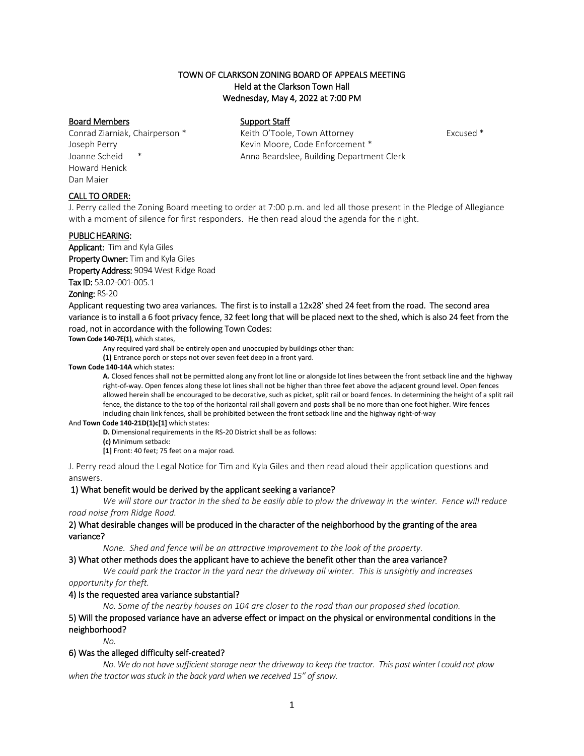# TOWN OF CLARKSON ZONING BOARD OF APPEALS MEETING
## Held at the Clarkson Town Hall
## Wednesday, May 4, 2022 at 7:00 PM

| Board Members | Support Staff | |
|---|---|---|
| Conrad Ziarniak, Chairperson * | Keith O'Toole, Town Attorney | Excused * |
| Joseph Perry | Kevin Moore, Code Enforcement * | |
| Joanne Scheid * | Anna Beardslee, Building Department Clerk | |
| Howard Henick | | |
| Dan Maier | | |

### CALL TO ORDER:

J. Perry called the Zoning Board meeting to order at 7:00 p.m. and led all those present in the Pledge of Allegiance with a moment of silence for first responders. He then read aloud the agenda for the night.

### PUBLIC HEARING:

**Applicant:** Tim and Kyla Giles
**Property Owner:** Tim and Kyla Giles
**Property Address:** 9094 West Ridge Road
**Tax ID:** 53.02-001-005.1
**Zoning:** RS-20

Applicant requesting two area variances. The first is to install a 12x28' shed 24 feet from the road. The second area variance is to install a 6 foot privacy fence, 32 feet long that will be placed next to the shed, which is also 24 feet from the road, not in accordance with the following Town Codes:

**Town Code 140-7E(1)**, which states,

Any required yard shall be entirely open and unoccupied by buildings other than:
**(1)** Entrance porch or steps not over seven feet deep in a front yard.

**Town Code 140-14A** which states:

**A.** Closed fences shall not be permitted along any front lot line or alongside lot lines between the front setback line and the highway right-of-way. Open fences along these lot lines shall not be higher than three feet above the adjacent ground level. Open fences allowed herein shall be encouraged to be decorative, such as picket, split rail or board fences. In determining the height of a split rail fence, the distance to the top of the horizontal rail shall govern and posts shall be no more than one foot higher. Wire fences including chain link fences, shall be prohibited between the front setback line and the highway right-of-way

And **Town Code 140-21D(1)c[1]** which states:

**D.** Dimensional requirements in the RS-20 District shall be as follows:
**(c)** Minimum setback:
**[1]** Front: 40 feet; 75 feet on a major road.

J. Perry read aloud the Legal Notice for Tim and Kyla Giles and then read aloud their application questions and answers.

**1) What benefit would be derived by the applicant seeking a variance?**

*We will store our tractor in the shed to be easily able to plow the driveway in the winter. Fence will reduce road noise from Ridge Road.*

**2) What desirable changes will be produced in the character of the neighborhood by the granting of the area variance?**

*None. Shed and fence will be an attractive improvement to the look of the property.*

**3) What other methods does the applicant have to achieve the benefit other than the area variance?**

*We could park the tractor in the yard near the driveway all winter. This is unsightly and increases opportunity for theft.*

**4) Is the requested area variance substantial?**

*No. Some of the nearby houses on 104 are closer to the road than our proposed shed location.*

**5) Will the proposed variance have an adverse effect or impact on the physical or environmental conditions in the neighborhood?**

*No.*

**6) Was the alleged difficulty self-created?**

*No. We do not have sufficient storage near the driveway to keep the tractor. This past winter I could not plow when the tractor was stuck in the back yard when we received 15" of snow.*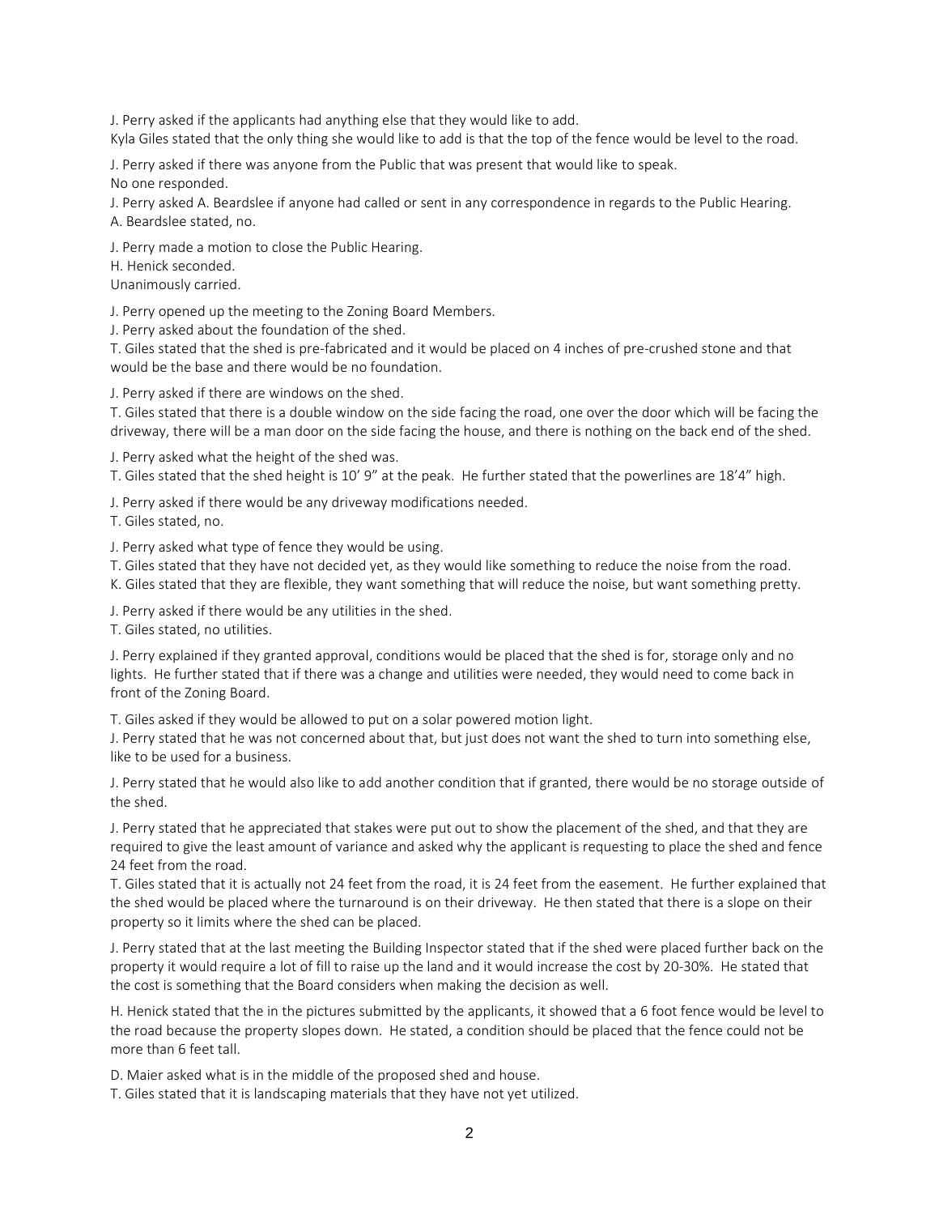J. Perry asked if the applicants had anything else that they would like to add.
Kyla Giles stated that the only thing she would like to add is that the top of the fence would be level to the road.

J. Perry asked if there was anyone from the Public that was present that would like to speak.
No one responded.
J. Perry asked A. Beardslee if anyone had called or sent in any correspondence in regards to the Public Hearing.
A. Beardslee stated, no.

J. Perry made a motion to close the Public Hearing.
H. Henick seconded.
Unanimously carried.

J. Perry opened up the meeting to the Zoning Board Members.
J. Perry asked about the foundation of the shed.
T. Giles stated that the shed is pre-fabricated and it would be placed on 4 inches of pre-crushed stone and that would be the base and there would be no foundation.

J. Perry asked if there are windows on the shed.
T. Giles stated that there is a double window on the side facing the road, one over the door which will be facing the driveway, there will be a man door on the side facing the house, and there is nothing on the back end of the shed.

J. Perry asked what the height of the shed was.
T. Giles stated that the shed height is 10' 9" at the peak. He further stated that the powerlines are 18'4" high.

J. Perry asked if there would be any driveway modifications needed.
T. Giles stated, no.

J. Perry asked what type of fence they would be using.
T. Giles stated that they have not decided yet, as they would like something to reduce the noise from the road.
K. Giles stated that they are flexible, they want something that will reduce the noise, but want something pretty.

J. Perry asked if there would be any utilities in the shed.
T. Giles stated, no utilities.

J. Perry explained if they granted approval, conditions would be placed that the shed is for, storage only and no lights. He further stated that if there was a change and utilities were needed, they would need to come back in front of the Zoning Board.

T. Giles asked if they would be allowed to put on a solar powered motion light.
J. Perry stated that he was not concerned about that, but just does not want the shed to turn into something else, like to be used for a business.

J. Perry stated that he would also like to add another condition that if granted, there would be no storage outside of the shed.

J. Perry stated that he appreciated that stakes were put out to show the placement of the shed, and that they are required to give the least amount of variance and asked why the applicant is requesting to place the shed and fence 24 feet from the road.
T. Giles stated that it is actually not 24 feet from the road, it is 24 feet from the easement. He further explained that the shed would be placed where the turnaround is on their driveway. He then stated that there is a slope on their property so it limits where the shed can be placed.

J. Perry stated that at the last meeting the Building Inspector stated that if the shed were placed further back on the property it would require a lot of fill to raise up the land and it would increase the cost by 20-30%. He stated that the cost is something that the Board considers when making the decision as well.

H. Henick stated that the in the pictures submitted by the applicants, it showed that a 6 foot fence would be level to the road because the property slopes down. He stated, a condition should be placed that the fence could not be more than 6 feet tall.

D. Maier asked what is in the middle of the proposed shed and house.
T. Giles stated that it is landscaping materials that they have not yet utilized.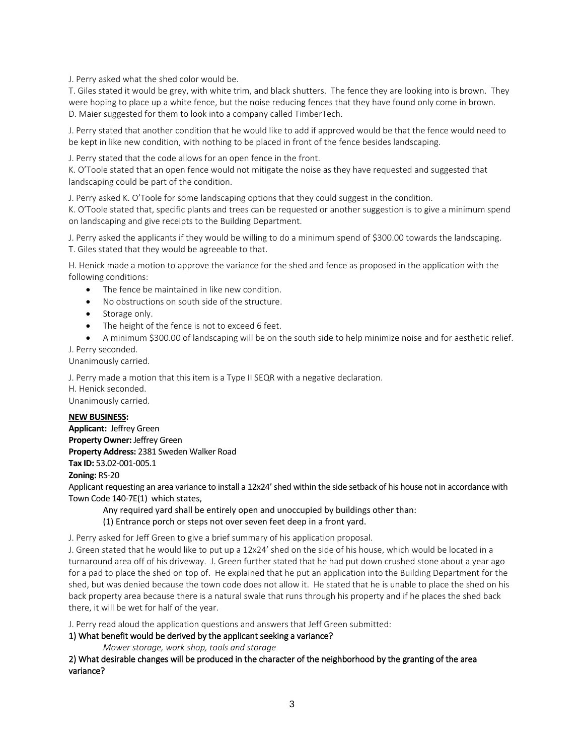J. Perry asked what the shed color would be.

T. Giles stated it would be grey, with white trim, and black shutters. The fence they are looking into is brown. They were hoping to place up a white fence, but the noise reducing fences that they have found only come in brown.

D. Maier suggested for them to look into a company called TimberTech.

J. Perry stated that another condition that he would like to add if approved would be that the fence would need to be kept in like new condition, with nothing to be placed in front of the fence besides landscaping.

J. Perry stated that the code allows for an open fence in the front.

K. O'Toole stated that an open fence would not mitigate the noise as they have requested and suggested that landscaping could be part of the condition.

J. Perry asked K. O'Toole for some landscaping options that they could suggest in the condition.

K. O'Toole stated that, specific plants and trees can be requested or another suggestion is to give a minimum spend on landscaping and give receipts to the Building Department.

J. Perry asked the applicants if they would be willing to do a minimum spend of $300.00 towards the landscaping.

T. Giles stated that they would be agreeable to that.

H. Henick made a motion to approve the variance for the shed and fence as proposed in the application with the following conditions:

- The fence be maintained in like new condition.
- No obstructions on south side of the structure.
- Storage only.
- The height of the fence is not to exceed 6 feet.
- A minimum $300.00 of landscaping will be on the south side to help minimize noise and for aesthetic relief.

J. Perry seconded.

Unanimously carried.

J. Perry made a motion that this item is a Type II SEQR with a negative declaration.

H. Henick seconded.

Unanimously carried.

**NEW BUSINESS:**

**Applicant:** Jeffrey Green

**Property Owner:** Jeffrey Green

**Property Address:** 2381 Sweden Walker Road

**Tax ID:** 53.02-001-005.1

**Zoning:** RS-20

Applicant requesting an area variance to install a 12x24' shed within the side setback of his house not in accordance with Town Code 140-7E(1) which states,

> Any required yard shall be entirely open and unoccupied by buildings other than:
> (1) Entrance porch or steps not over seven feet deep in a front yard.

J. Perry asked for Jeff Green to give a brief summary of his application proposal.

J. Green stated that he would like to put up a 12x24' shed on the side of his house, which would be located in a turnaround area off of his driveway. J. Green further stated that he had put down crushed stone about a year ago for a pad to place the shed on top of. He explained that he put an application into the Building Department for the shed, but was denied because the town code does not allow it. He stated that he is unable to place the shed on his back property area because there is a natural swale that runs through his property and if he places the shed back there, it will be wet for half of the year.

J. Perry read aloud the application questions and answers that Jeff Green submitted:

1) What benefit would be derived by the applicant seeking a variance?

*Mower storage, work shop, tools and storage*

2) What desirable changes will be produced in the character of the neighborhood by the granting of the area variance?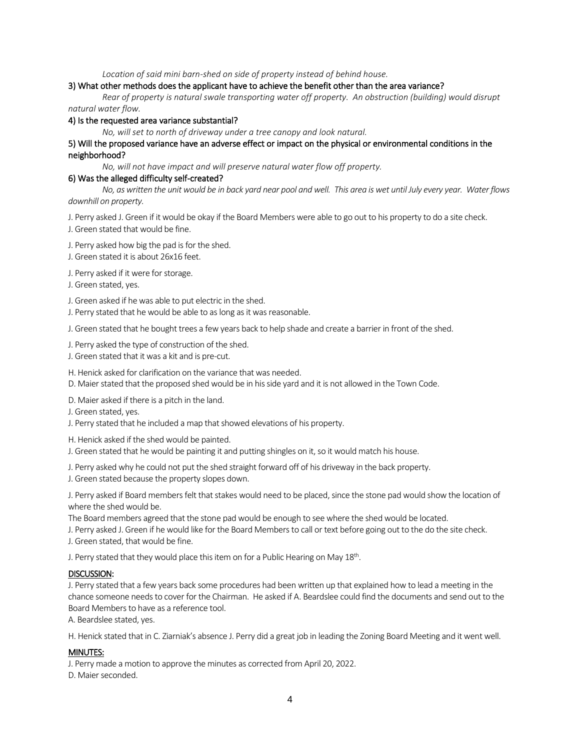*Location of said mini barn-shed on side of property instead of behind house.*

3) What other methods does the applicant have to achieve the benefit other than the area variance?

*Rear of property is natural swale transporting water off property. An obstruction (building) would disrupt natural water flow.*

4) Is the requested area variance substantial?

*No, will set to north of driveway under a tree canopy and look natural.*

5) Will the proposed variance have an adverse effect or impact on the physical or environmental conditions in the neighborhood?

*No, will not have impact and will preserve natural water flow off property.*

6) Was the alleged difficulty self-created?

*No, as written the unit would be in back yard near pool and well. This area is wet until July every year. Water flows downhill on property.*

J. Perry asked J. Green if it would be okay if the Board Members were able to go out to his property to do a site check.
J. Green stated that would be fine.

J. Perry asked how big the pad is for the shed.
J. Green stated it is about 26x16 feet.

J. Perry asked if it were for storage.
J. Green stated, yes.

J. Green asked if he was able to put electric in the shed.
J. Perry stated that he would be able to as long as it was reasonable.

J. Green stated that he bought trees a few years back to help shade and create a barrier in front of the shed.

J. Perry asked the type of construction of the shed.
J. Green stated that it was a kit and is pre-cut.

H. Henick asked for clarification on the variance that was needed.
D. Maier stated that the proposed shed would be in his side yard and it is not allowed in the Town Code.

D. Maier asked if there is a pitch in the land.
J. Green stated, yes.
J. Perry stated that he included a map that showed elevations of his property.

H. Henick asked if the shed would be painted.
J. Green stated that he would be painting it and putting shingles on it, so it would match his house.

J. Perry asked why he could not put the shed straight forward off of his driveway in the back property.
J. Green stated because the property slopes down.

J. Perry asked if Board members felt that stakes would need to be placed, since the stone pad would show the location of where the shed would be.
The Board members agreed that the stone pad would be enough to see where the shed would be located.
J. Perry asked J. Green if he would like for the Board Members to call or text before going out to the do the site check.
J. Green stated, that would be fine.

J. Perry stated that they would place this item on for a Public Hearing on May 18th.

## DISCUSSION:

J. Perry stated that a few years back some procedures had been written up that explained how to lead a meeting in the chance someone needs to cover for the Chairman. He asked if A. Beardslee could find the documents and send out to the Board Members to have as a reference tool.
A. Beardslee stated, yes.

H. Henick stated that in C. Ziarniak's absence J. Perry did a great job in leading the Zoning Board Meeting and it went well.

## MINUTES:

J. Perry made a motion to approve the minutes as corrected from April 20, 2022.
D. Maier seconded.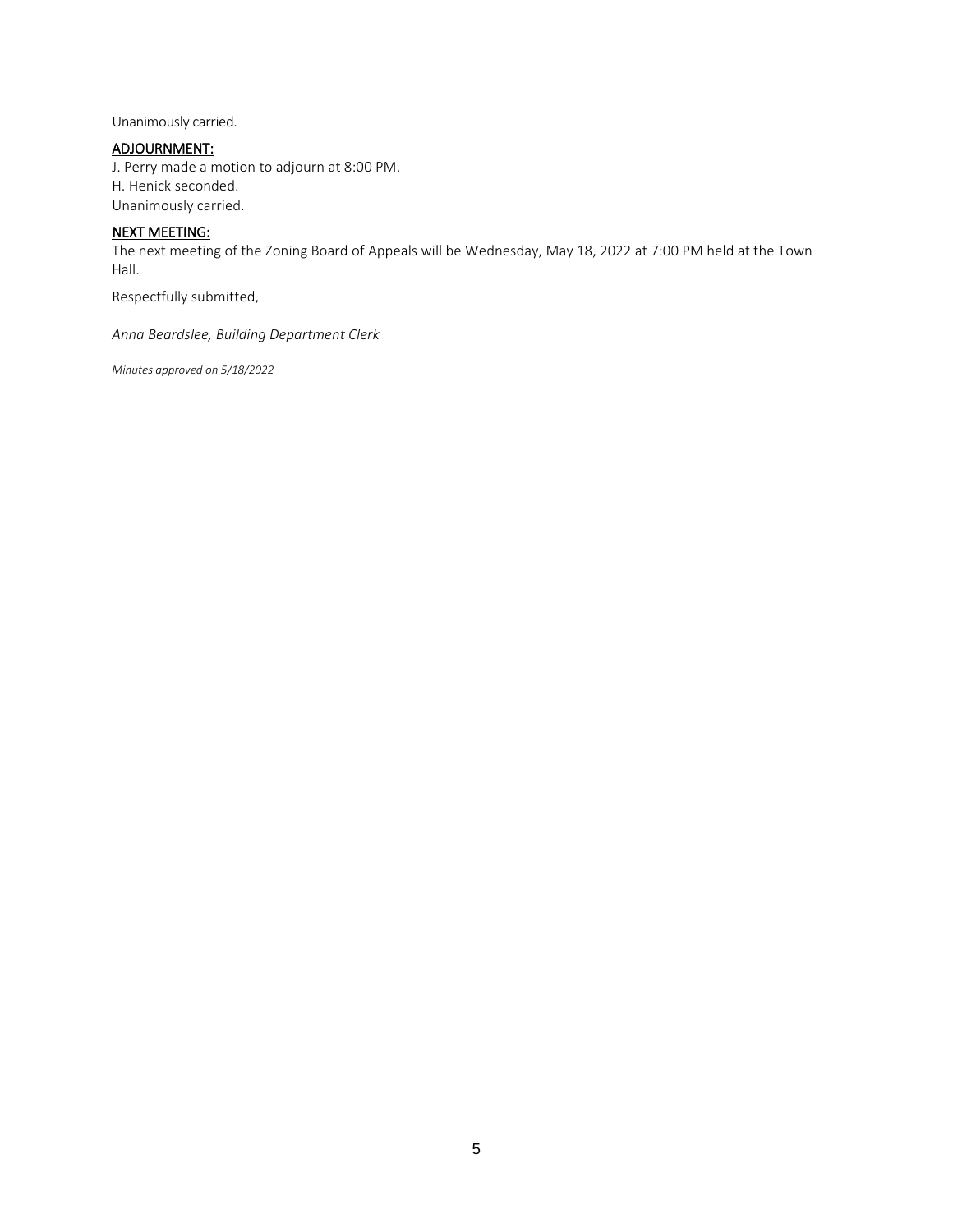Unanimously carried.

**ADJOURNMENT:**

J. Perry made a motion to adjourn at 8:00 PM.
H. Henick seconded.
Unanimously carried.

**NEXT MEETING:**

The next meeting of the Zoning Board of Appeals will be Wednesday, May 18, 2022 at 7:00 PM held at the Town Hall.

Respectfully submitted,

*Anna Beardslee, Building Department Clerk*

*Minutes approved on 5/18/2022*